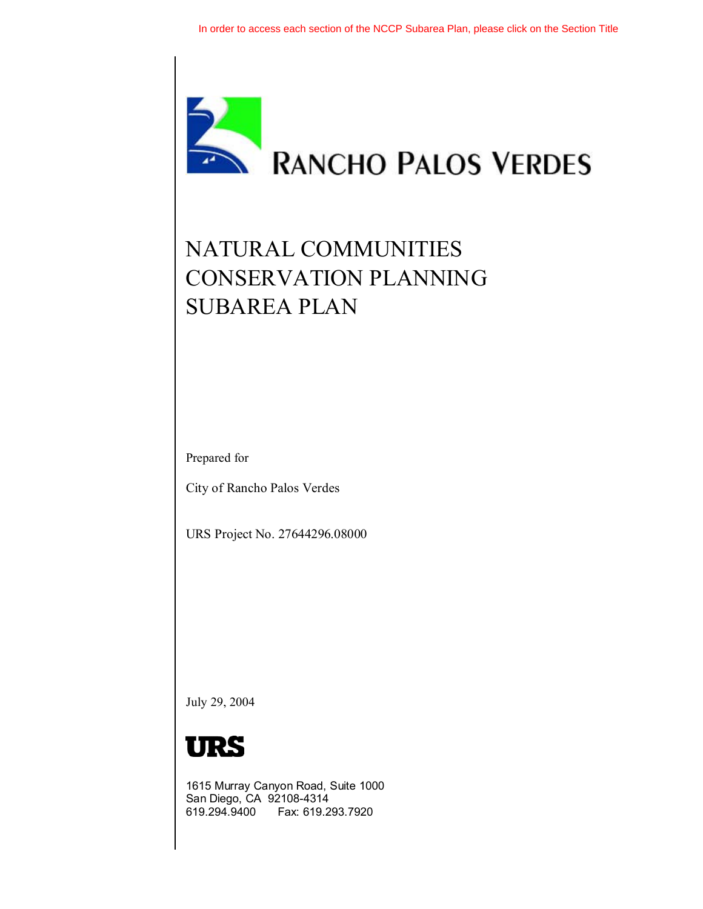In order to access each section of the NCCP Subarea Plan, please click on the Section Title

RANCHO PALOS VERDES

# NATURAL COMMUNITIES CONSERVATION PLANNING SUBAREA PLAN

Prepared for

City of Rancho Palos Verdes

URS Project No. 27644296.08000

July 29, 2004

URS

1615 Murray Canyon Road, Suite 1000
San Diego, CA 92108-4314
619.294.9400 Fax: 619.293.7920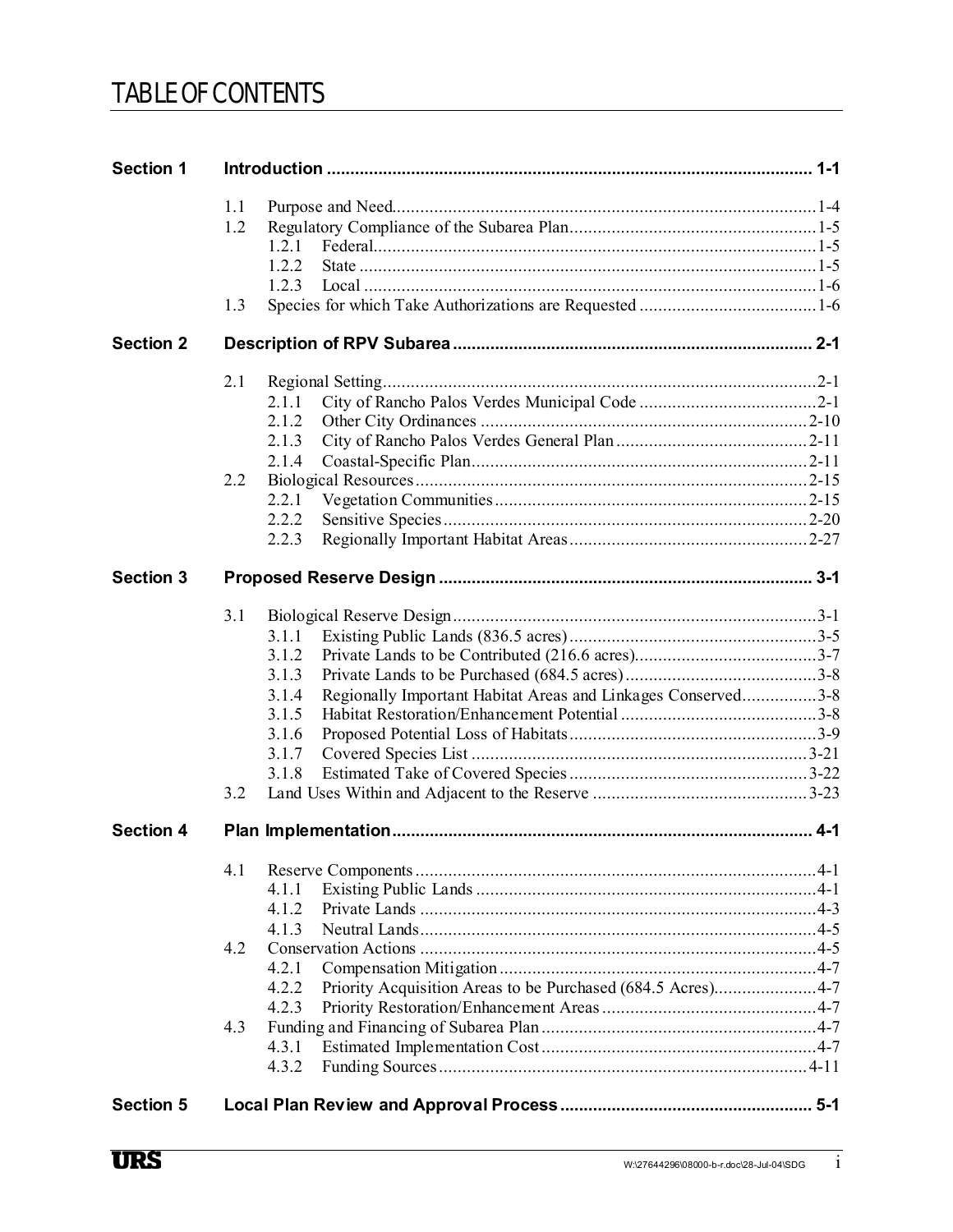# TABLE OF CONTENTS

| | | |
|---|---|---|
| **Section 1** | **Introduction** | **1-1** |
| | 1.1 Purpose and Need | 1-4 |
| | 1.2 Regulatory Compliance of the Subarea Plan | 1-5 |
| | 1.2.1 Federal | 1-5 |
| | 1.2.2 State | 1-5 |
| | 1.2.3 Local | 1-6 |
| | 1.3 Species for which Take Authorizations are Requested | 1-6 |
| **Section 2** | **Description of RPV Subarea** | **2-1** |
| | 2.1 Regional Setting | 2-1 |
| | 2.1.1 City of Rancho Palos Verdes Municipal Code | 2-1 |
| | 2.1.2 Other City Ordinances | 2-10 |
| | 2.1.3 City of Rancho Palos Verdes General Plan | 2-11 |
| | 2.1.4 Coastal-Specific Plan | 2-11 |
| | 2.2 Biological Resources | 2-15 |
| | 2.2.1 Vegetation Communities | 2-15 |
| | 2.2.2 Sensitive Species | 2-20 |
| | 2.2.3 Regionally Important Habitat Areas | 2-27 |
| **Section 3** | **Proposed Reserve Design** | **3-1** |
| | 3.1 Biological Reserve Design | 3-1 |
| | 3.1.1 Existing Public Lands (836.5 acres) | 3-5 |
| | 3.1.2 Private Lands to be Contributed (216.6 acres) | 3-7 |
| | 3.1.3 Private Lands to be Purchased (684.5 acres) | 3-8 |
| | 3.1.4 Regionally Important Habitat Areas and Linkages Conserved | 3-8 |
| | 3.1.5 Habitat Restoration/Enhancement Potential | 3-8 |
| | 3.1.6 Proposed Potential Loss of Habitats | 3-9 |
| | 3.1.7 Covered Species List | 3-21 |
| | 3.1.8 Estimated Take of Covered Species | 3-22 |
| | 3.2 Land Uses Within and Adjacent to the Reserve | 3-23 |
| **Section 4** | **Plan Implementation** | **4-1** |
| | 4.1 Reserve Components | 4-1 |
| | 4.1.1 Existing Public Lands | 4-1 |
| | 4.1.2 Private Lands | 4-3 |
| | 4.1.3 Neutral Lands | 4-5 |
| | 4.2 Conservation Actions | 4-5 |
| | 4.2.1 Compensation Mitigation | 4-7 |
| | 4.2.2 Priority Acquisition Areas to be Purchased (684.5 Acres) | 4-7 |
| | 4.2.3 Priority Restoration/Enhancement Areas | 4-7 |
| | 4.3 Funding and Financing of Subarea Plan | 4-7 |
| | 4.3.1 Estimated Implementation Cost | 4-7 |
| | 4.3.2 Funding Sources | 4-11 |
| **Section 5** | **Local Plan Review and Approval Process** | **5-1** |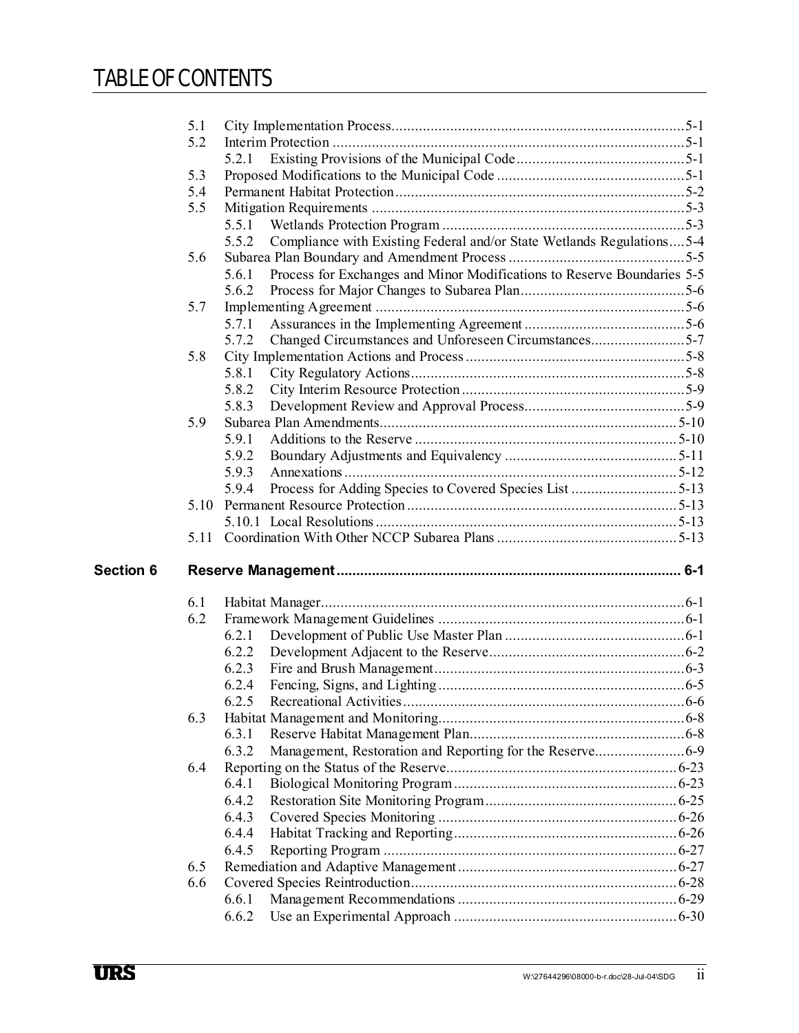# TABLE OF CONTENTS

| | | |
|---|---|---|
| 5.1 | City Implementation Process | 5-1 |
| 5.2 | Interim Protection | 5-1 |
| | 5.2.1 Existing Provisions of the Municipal Code | 5-1 |
| 5.3 | Proposed Modifications to the Municipal Code | 5-1 |
| 5.4 | Permanent Habitat Protection | 5-2 |
| 5.5 | Mitigation Requirements | 5-3 |
| | 5.5.1 Wetlands Protection Program | 5-3 |
| | 5.5.2 Compliance with Existing Federal and/or State Wetlands Regulations | 5-4 |
| 5.6 | Subarea Plan Boundary and Amendment Process | 5-5 |
| | 5.6.1 Process for Exchanges and Minor Modifications to Reserve Boundaries | 5-5 |
| | 5.6.2 Process for Major Changes to Subarea Plan | 5-6 |
| 5.7 | Implementing Agreement | 5-6 |
| | 5.7.1 Assurances in the Implementing Agreement | 5-6 |
| | 5.7.2 Changed Circumstances and Unforeseen Circumstances | 5-7 |
| 5.8 | City Implementation Actions and Process | 5-8 |
| | 5.8.1 City Regulatory Actions | 5-8 |
| | 5.8.2 City Interim Resource Protection | 5-9 |
| | 5.8.3 Development Review and Approval Process | 5-9 |
| 5.9 | Subarea Plan Amendments | 5-10 |
| | 5.9.1 Additions to the Reserve | 5-10 |
| | 5.9.2 Boundary Adjustments and Equivalency | 5-11 |
| | 5.9.3 Annexations | 5-12 |
| | 5.9.4 Process for Adding Species to Covered Species List | 5-13 |
| 5.10 | Permanent Resource Protection | 5-13 |
| | 5.10.1 Local Resolutions | 5-13 |
| 5.11 | Coordination With Other NCCP Subarea Plans | 5-13 |

**Section 6 Reserve Management ........ 6-1**

| | | |
|---|---|---|
| 6.1 | Habitat Manager | 6-1 |
| 6.2 | Framework Management Guidelines | 6-1 |
| | 6.2.1 Development of Public Use Master Plan | 6-1 |
| | 6.2.2 Development Adjacent to the Reserve | 6-2 |
| | 6.2.3 Fire and Brush Management | 6-3 |
| | 6.2.4 Fencing, Signs, and Lighting | 6-5 |
| | 6.2.5 Recreational Activities | 6-6 |
| 6.3 | Habitat Management and Monitoring | 6-8 |
| | 6.3.1 Reserve Habitat Management Plan | 6-8 |
| | 6.3.2 Management, Restoration and Reporting for the Reserve | 6-9 |
| 6.4 | Reporting on the Status of the Reserve | 6-23 |
| | 6.4.1 Biological Monitoring Program | 6-23 |
| | 6.4.2 Restoration Site Monitoring Program | 6-25 |
| | 6.4.3 Covered Species Monitoring | 6-26 |
| | 6.4.4 Habitat Tracking and Reporting | 6-26 |
| | 6.4.5 Reporting Program | 6-27 |
| 6.5 | Remediation and Adaptive Management | 6-27 |
| 6.6 | Covered Species Reintroduction | 6-28 |
| | 6.6.1 Management Recommendations | 6-29 |
| | 6.6.2 Use an Experimental Approach | 6-30 |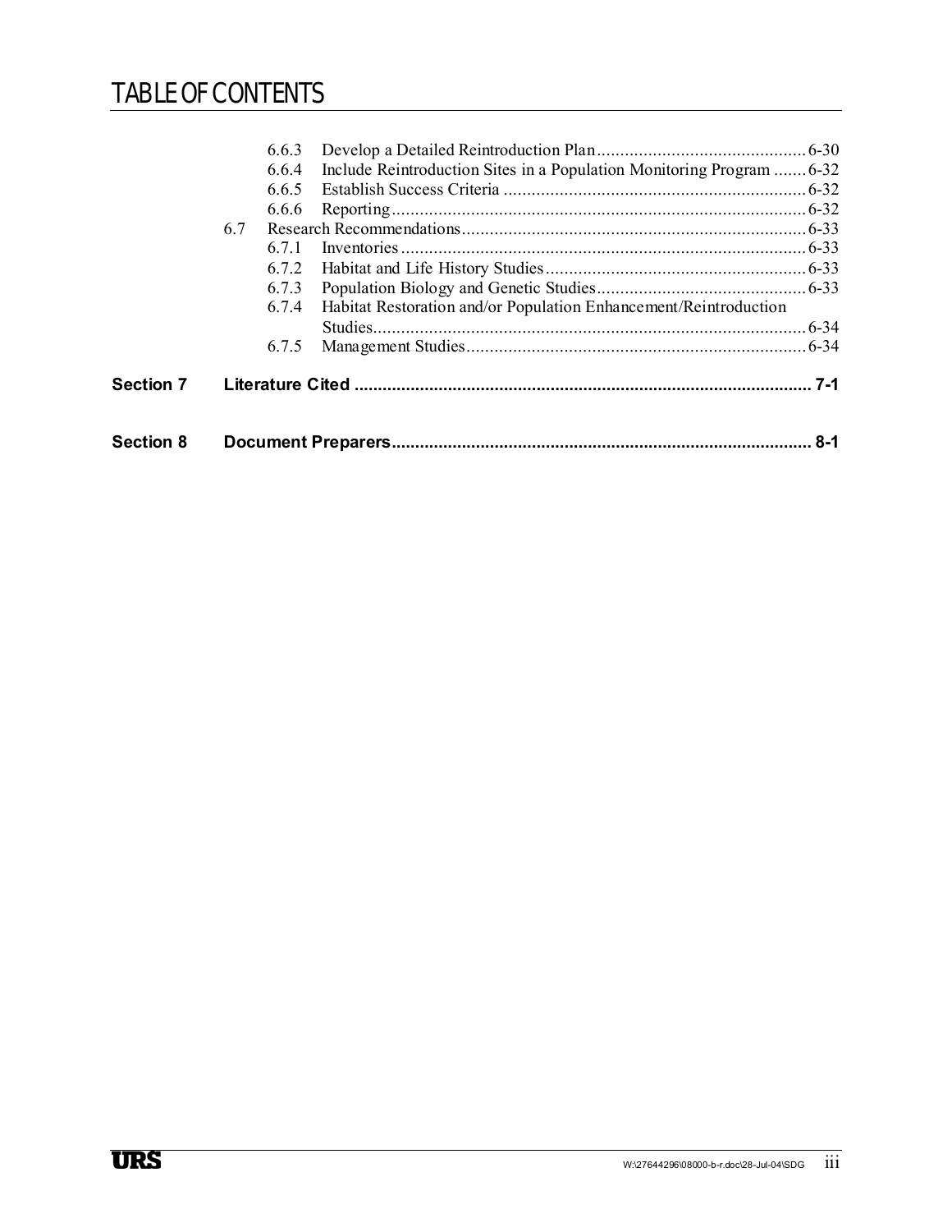# TABLE OF CONTENTS

- 6.6.3 Develop a Detailed Reintroduction Plan ... 6-30
- 6.6.4 Include Reintroduction Sites in a Population Monitoring Program ... 6-32
- 6.6.5 Establish Success Criteria ... 6-32
- 6.6.6 Reporting ... 6-32
- 6.7 Research Recommendations ... 6-33
  - 6.7.1 Inventories ... 6-33
  - 6.7.2 Habitat and Life History Studies ... 6-33
  - 6.7.3 Population Biology and Genetic Studies ... 6-33
  - 6.7.4 Habitat Restoration and/or Population Enhancement/Reintroduction Studies ... 6-34
  - 6.7.5 Management Studies ... 6-34

**Section 7 Literature Cited ... 7-1**

**Section 8 Document Preparers ... 8-1**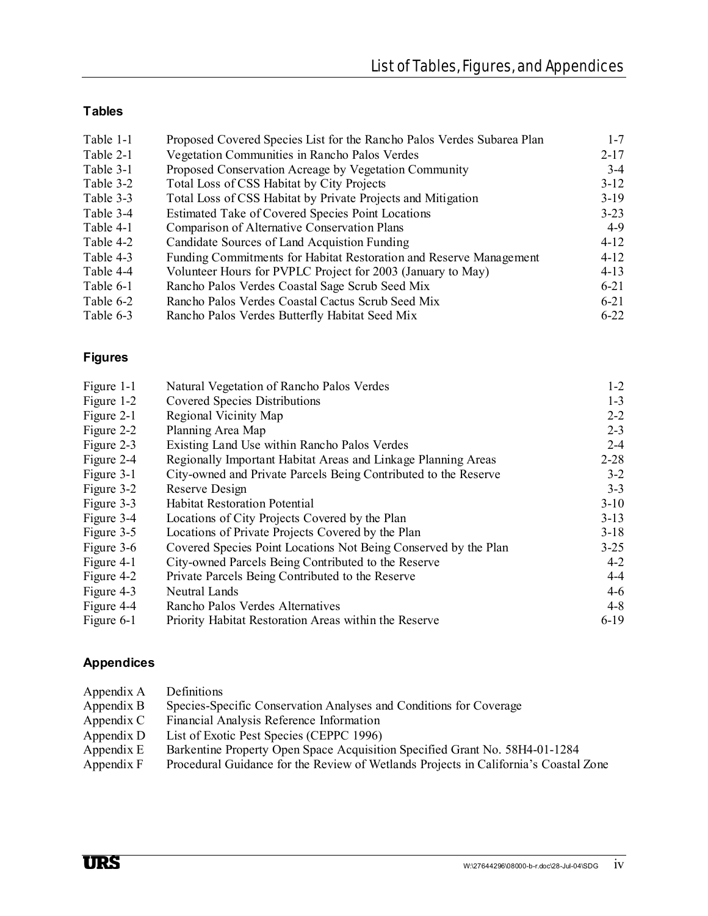## Tables

| | | |
|---|---|---|
| Table 1-1 | Proposed Covered Species List for the Rancho Palos Verdes Subarea Plan | 1-7 |
| Table 2-1 | Vegetation Communities in Rancho Palos Verdes | 2-17 |
| Table 3-1 | Proposed Conservation Acreage by Vegetation Community | 3-4 |
| Table 3-2 | Total Loss of CSS Habitat by City Projects | 3-12 |
| Table 3-3 | Total Loss of CSS Habitat by Private Projects and Mitigation | 3-19 |
| Table 3-4 | Estimated Take of Covered Species Point Locations | 3-23 |
| Table 4-1 | Comparison of Alternative Conservation Plans | 4-9 |
| Table 4-2 | Candidate Sources of Land Acquistion Funding | 4-12 |
| Table 4-3 | Funding Commitments for Habitat Restoration and Reserve Management | 4-12 |
| Table 4-4 | Volunteer Hours for PVPLC Project for 2003 (January to May) | 4-13 |
| Table 6-1 | Rancho Palos Verdes Coastal Sage Scrub Seed Mix | 6-21 |
| Table 6-2 | Rancho Palos Verdes Coastal Cactus Scrub Seed Mix | 6-21 |
| Table 6-3 | Rancho Palos Verdes Butterfly Habitat Seed Mix | 6-22 |

## Figures

| | | |
|---|---|---|
| Figure 1-1 | Natural Vegetation of Rancho Palos Verdes | 1-2 |
| Figure 1-2 | Covered Species Distributions | 1-3 |
| Figure 2-1 | Regional Vicinity Map | 2-2 |
| Figure 2-2 | Planning Area Map | 2-3 |
| Figure 2-3 | Existing Land Use within Rancho Palos Verdes | 2-4 |
| Figure 2-4 | Regionally Important Habitat Areas and Linkage Planning Areas | 2-28 |
| Figure 3-1 | City-owned and Private Parcels Being Contributed to the Reserve | 3-2 |
| Figure 3-2 | Reserve Design | 3-3 |
| Figure 3-3 | Habitat Restoration Potential | 3-10 |
| Figure 3-4 | Locations of City Projects Covered by the Plan | 3-13 |
| Figure 3-5 | Locations of Private Projects Covered by the Plan | 3-18 |
| Figure 3-6 | Covered Species Point Locations Not Being Conserved by the Plan | 3-25 |
| Figure 4-1 | City-owned Parcels Being Contributed to the Reserve | 4-2 |
| Figure 4-2 | Private Parcels Being Contributed to the Reserve | 4-4 |
| Figure 4-3 | Neutral Lands | 4-6 |
| Figure 4-4 | Rancho Palos Verdes Alternatives | 4-8 |
| Figure 6-1 | Priority Habitat Restoration Areas within the Reserve | 6-19 |

## Appendices

| | |
|---|---|
| Appendix A | Definitions |
| Appendix B | Species-Specific Conservation Analyses and Conditions for Coverage |
| Appendix C | Financial Analysis Reference Information |
| Appendix D | List of Exotic Pest Species (CEPPC 1996) |
| Appendix E | Barkentine Property Open Space Acquisition Specified Grant No. 58H4-01-1284 |
| Appendix F | Procedural Guidance for the Review of Wetlands Projects in California's Coastal Zone |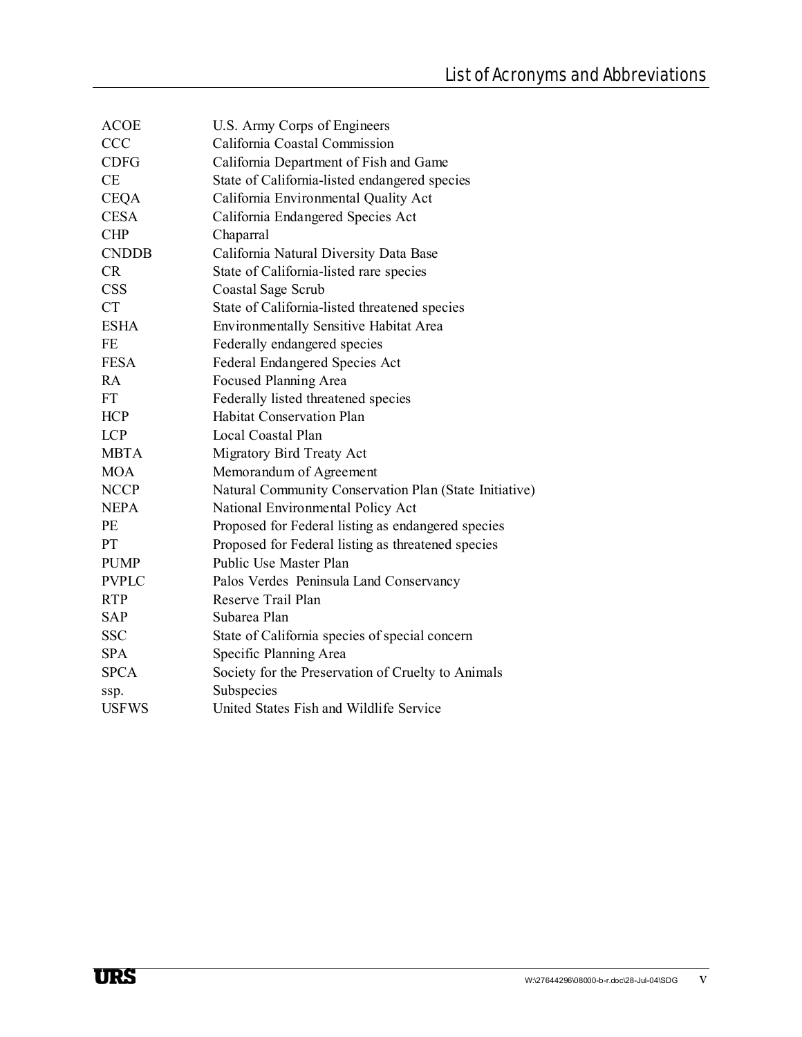# List of Acronyms and Abbreviations

| | |
|---|---|
| ACOE | U.S. Army Corps of Engineers |
| CCC | California Coastal Commission |
| CDFG | California Department of Fish and Game |
| CE | State of California-listed endangered species |
| CEQA | California Environmental Quality Act |
| CESA | California Endangered Species Act |
| CHP | Chaparral |
| CNDDB | California Natural Diversity Data Base |
| CR | State of California-listed rare species |
| CSS | Coastal Sage Scrub |
| CT | State of California-listed threatened species |
| ESHA | Environmentally Sensitive Habitat Area |
| FE | Federally endangered species |
| FESA | Federal Endangered Species Act |
| RA | Focused Planning Area |
| FT | Federally listed threatened species |
| HCP | Habitat Conservation Plan |
| LCP | Local Coastal Plan |
| MBTA | Migratory Bird Treaty Act |
| MOA | Memorandum of Agreement |
| NCCP | Natural Community Conservation Plan (State Initiative) |
| NEPA | National Environmental Policy Act |
| PE | Proposed for Federal listing as endangered species |
| PT | Proposed for Federal listing as threatened species |
| PUMP | Public Use Master Plan |
| PVPLC | Palos Verdes Peninsula Land Conservancy |
| RTP | Reserve Trail Plan |
| SAP | Subarea Plan |
| SSC | State of California species of special concern |
| SPA | Specific Planning Area |
| SPCA | Society for the Preservation of Cruelty to Animals |
| ssp. | Subspecies |
| USFWS | United States Fish and Wildlife Service |